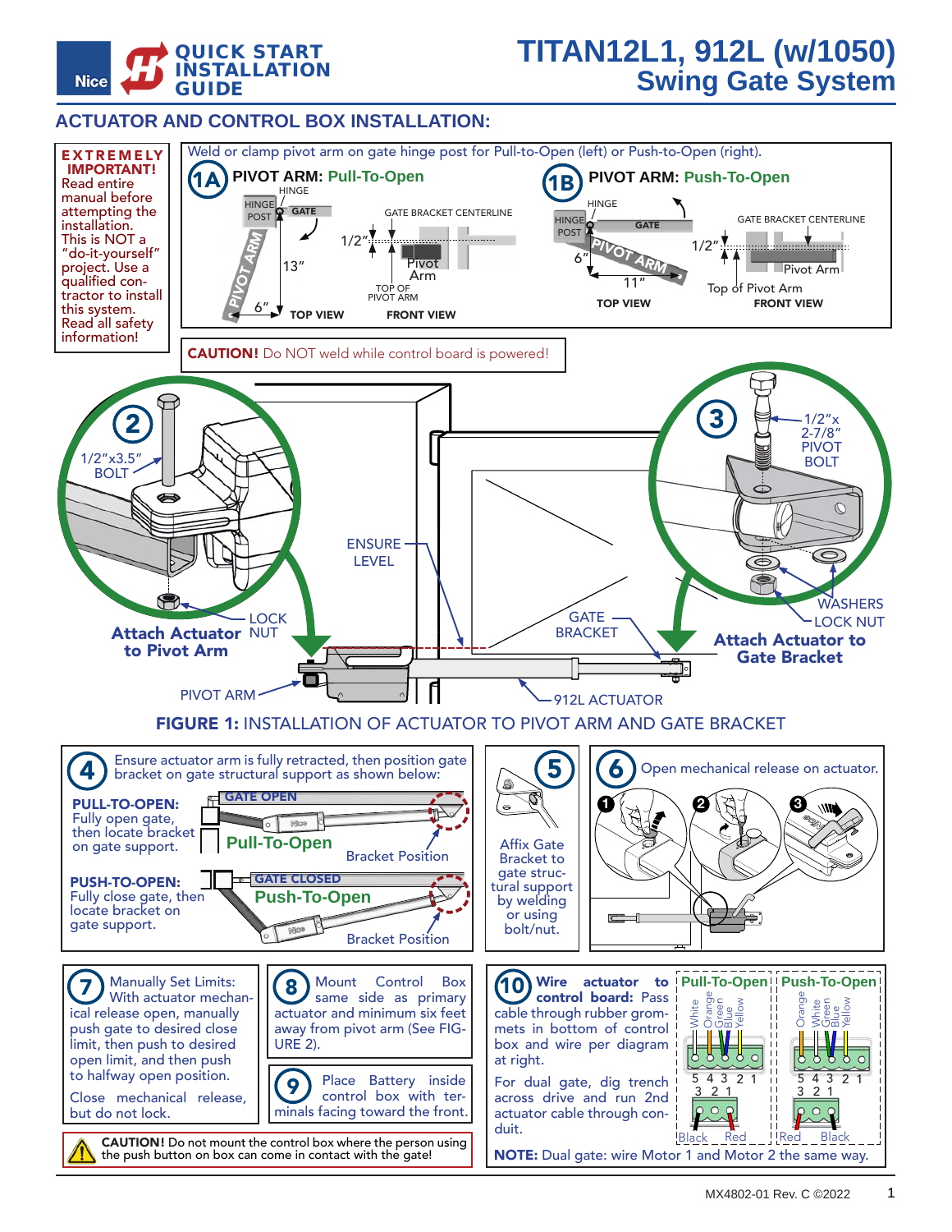# QUICK START INSTALLATION GUIDE

# TITAN12L1, 912L (w/1050) Swing Gate System

## ACTUATOR AND CONTROL BOX INSTALLATION:

**EXTREMELY IMPORTANT!** Read entire manual before attempting the installation. This is NOT a "do-it-yourself" project. Use a qualified contractor to install this system. Read all safety information!

Weld or clamp pivot arm on gate hinge post for Pull-to-Open (left) or Push-to-Open (right).

**1A PIVOT ARM: Pull-To-Open**

HINGE, HINGE POST, GATE, PIVOT ARM, 13", 6", 1/2", GATE BRACKET CENTERLINE, Pivot Arm, TOP OF PIVOT ARM

TOP VIEW — FRONT VIEW

**1B PIVOT ARM: Push-To-Open**

HINGE, HINGE POST, GATE, PIVOT ARM, 6", 11", 1/2", GATE BRACKET CENTERLINE, Pivot Arm, Top of Pivot Arm

TOP VIEW — FRONT VIEW

**CAUTION!** Do NOT weld while control board is powered!

**2** 1/2"x3.5" BOLT, LOCK NUT — **Attach Actuator to Pivot Arm**

**3** 1/2"x 2-7/8" PIVOT BOLT, WASHERS, LOCK NUT — **Attach Actuator to Gate Bracket**

ENSURE LEVEL, GATE BRACKET, PIVOT ARM, 912L ACTUATOR

**FIGURE 1:** INSTALLATION OF ACTUATOR TO PIVOT ARM AND GATE BRACKET

**4** Ensure actuator arm is fully retracted, then position gate bracket on gate structural support as shown below:

**PULL-TO-OPEN:** Fully open gate, then locate bracket on gate support.

GATE OPEN — **Pull-To-Open** — Bracket Position

**PUSH-TO-OPEN:** Fully close gate, then locate bracket on gate support.

GATE CLOSED — **Push-To-Open** — Bracket Position

**5** Affix Gate Bracket to gate structural support by welding or using bolt/nut.

**6** Open mechanical release on actuator.

**7** Manually Set Limits: With actuator mechanical release open, manually push gate to desired close limit, then push to desired open limit, and then push to halfway open position.

Close mechanical release, but do not lock.

**8** Mount Control Box same side as primary actuator and minimum six feet away from pivot arm (See FIGURE 2).

**9** Place Battery inside control box with terminals facing toward the front.

**CAUTION!** Do not mount the control box where the person using the push button on box can come in contact with the gate!

**10** **Wire actuator to control board:** Pass cable through rubber grommets in bottom of control box and wire per diagram at right.

For dual gate, dig trench across drive and run 2nd actuator cable through conduit.

**Pull-To-Open:** White, Orange, Green, Blue, Yellow — 5 4 3 2 1; 3 2 1 — Black, Red

**Push-To-Open:** Orange, White, Green, Blue, Yellow — 5 4 3 2 1; 3 2 1 — Red, Black

**NOTE:** Dual gate: wire Motor 1 and Motor 2 the same way.

MX4802-01 Rev. C ©2022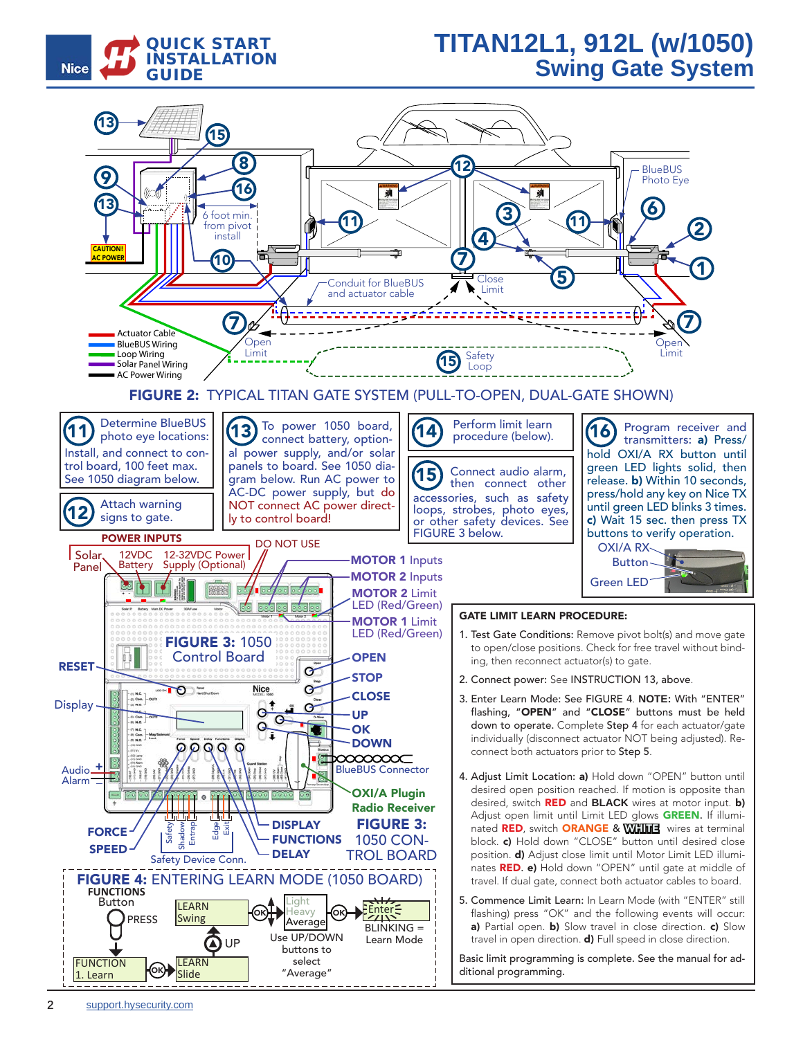# QUICK START INSTALLATION GUIDE

# TITAN12L1, 912L (w/1050) Swing Gate System

CAUTION! AC POWER

6 foot min. from pivot install

BlueBUS Photo Eye

Conduit for BlueBUS and actuator cable

Close Limit

Open Limit

Open Limit

Safety Loop

Actuator Cable
BlueBUS Wiring
Loop Wiring
Solar Panel Wiring
AC Power Wiring

**FIGURE 2:** TYPICAL TITAN GATE SYSTEM (PULL-TO-OPEN, DUAL-GATE SHOWN)

**11** Determine BlueBUS photo eye locations: Install, and connect to control board, 100 feet max. See 1050 diagram below.

**12** Attach warning signs to gate.

**13** To power 1050 board, connect battery, optional power supply, and/or solar panels to board. See 1050 diagram below. Run AC power to AC-DC power supply, but do NOT connect AC power directly to control board!

**14** Perform limit learn procedure (below).

**15** Connect audio alarm, then connect other accessories, such as safety loops, strobes, photo eyes, or other safety devices. See FIGURE 3 below.

**16** Program receiver and transmitters: **a)** Press/hold OXI/A RX button until green LED lights solid, then release. **b)** Within 10 seconds, press/hold any key on Nice TX until green LED blinks 3 times. **c)** Wait 15 sec. then press TX buttons to verify operation.

OXI/A RX Button

Green LED

POWER INPUTS

Solar Panel — 12VDC Battery — 12-32VDC Power Supply (Optional) — DO NOT USE

MOTOR 1 Inputs
MOTOR 2 Inputs
MOTOR 2 Limit LED (Red/Green)
MOTOR 1 Limit LED (Red/Green)
RESET
Display
Audio Alarm
OPEN
STOP
CLOSE
UP
OK
DOWN
BlueBUS Connector
OXI/A Plugin Radio Receiver
FORCE
SPEED
Safety Device Conn.
DISPLAY
FUNCTIONS
DELAY

**FIGURE 3:** 1050 Control Board

**FIGURE 3:** 1050 CONTROL BOARD

**FIGURE 4:** ENTERING LEARN MODE (1050 BOARD)

FUNCTIONS Button — PRESS — FUNCTION 1. Learn — OK — LEARN Slide — UP — LEARN Swing — OK — Light / Heavy / Average — OK — Enter

Use UP/DOWN buttons to select "Average"

BLINKING = Learn Mode

**GATE LIMIT LEARN PROCEDURE:**

1. Test Gate Conditions: Remove pivot bolt(s) and move gate to open/close positions. Check for free travel without binding, then reconnect actuator(s) to gate.
2. Connect power: See INSTRUCTION 13, above.
3. Enter Learn Mode: See FIGURE 4. **NOTE:** With "ENTER" flashing, **"OPEN"** and **"CLOSE"** buttons must be held down to operate. Complete Step 4 for each actuator/gate individually (disconnect actuator NOT being adjusted). Reconnect both actuators prior to Step 5.
4. Adjust Limit Location: **a)** Hold down "OPEN" button until desired open position reached. If motion is opposite than desired, switch **RED** and **BLACK** wires at motor input. **b)** Adjust open limit until Limit LED glows **GREEN.** If illuminated **RED**, switch **ORANGE** & **WHITE** wires at terminal block. **c)** Hold down "CLOSE" button until desired close position. **d)** Adjust close limit until Motor Limit LED illuminates **RED. e)** Hold down "OPEN" until gate at middle of travel. If dual gate, connect both actuator cables to board.
5. Commence Limit Learn: In Learn Mode (with "ENTER" still flashing) press "OK" and the following events will occur: **a)** Partial open. **b)** Slow travel in close direction. **c)** Slow travel in open direction. **d)** Full speed in close direction.

Basic limit programming is complete. See the manual for additional programming.

support.hysecurity.com